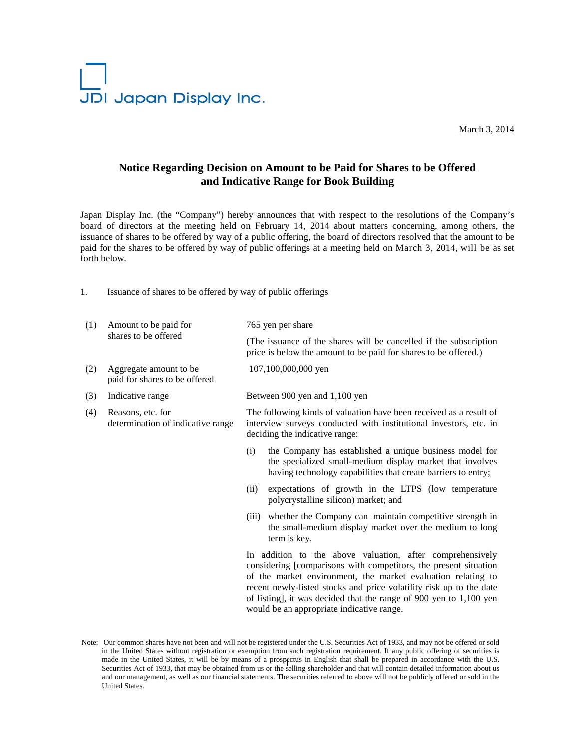JDI Japan Display Inc.

March 3, 2014

## Notice Regarding Decision on Amount to be Paid for Shares to be Offered and Indicative Range for Book Building

Japan Display Inc. (the "Company") hereby announces that with respect to the resolutions of the Company's board of directors at the meeting held on February 14, 2014 about matters concerning, among others, the issuance of shares to be offered by way of a public offering, the board of directors resolved that the amount to be paid for the shares to be offered by way of public offerings at a meeting held on March 3, 2014, will be as set forth below.

1. Issuance of shares to be offered by way of public offerings

(1) Amount to be paid for shares to be offered

765 yen per share

(The issuance of the shares will be cancelled if the subscription price is below the amount to be paid for shares to be offered.)

(2) Aggregate amount to be paid for shares to be offered

107,100,000,000 yen

(3) Indicative range

Between 900 yen and 1,100 yen

(4) Reasons, etc. for determination of indicative range

The following kinds of valuation have been received as a result of interview surveys conducted with institutional investors, etc. in deciding the indicative range:

(i) the Company has established a unique business model for the specialized small-medium display market that involves having technology capabilities that create barriers to entry;

(ii) expectations of growth in the LTPS (low temperature polycrystalline silicon) market; and

(iii) whether the Company can maintain competitive strength in the small-medium display market over the medium to long term is key.

In addition to the above valuation, after comprehensively considering [comparisons with competitors, the present situation of the market environment, the market evaluation relating to recent newly-listed stocks and price volatility risk up to the date of listing], it was decided that the range of 900 yen to 1,100 yen would be an appropriate indicative range.

Note: Our common shares have not been and will not be registered under the U.S. Securities Act of 1933, and may not be offered or sold in the United States without registration or exemption from such registration requirement. If any public offering of securities is made in the United States, it will be by means of a prospectus in English that shall be prepared in accordance with the U.S. Securities Act of 1933, that may be obtained from us or the selling shareholder and that will contain detailed information about us and our management, as well as our financial statements. The securities referred to above will not be publicly offered or sold in the United States.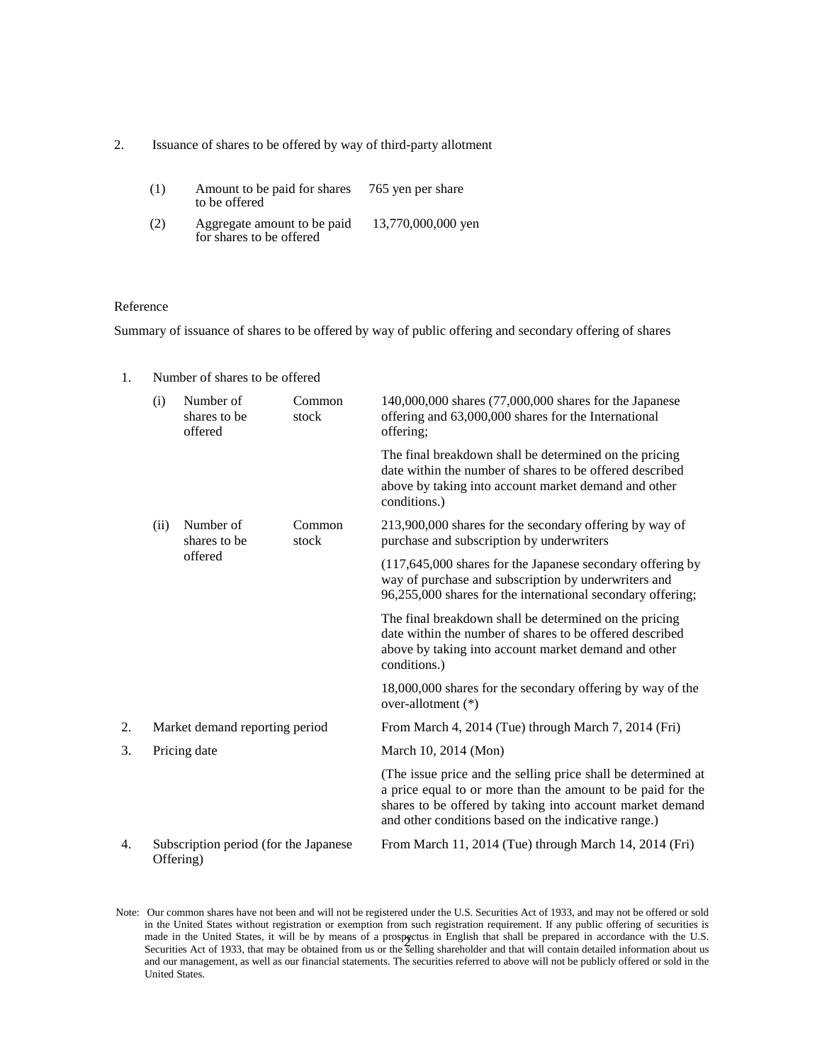2. Issuance of shares to be offered by way of third-party allotment

| | | |
|---|---|---|
| (1) | Amount to be paid for shares to be offered | 765 yen per share |
| (2) | Aggregate amount to be paid for shares to be offered | 13,770,000,000 yen |

Reference

Summary of issuance of shares to be offered by way of public offering and secondary offering of shares

| | | | | |
|---|---|---|---|---|
| 1. | Number of shares to be offered | | | |
| | (i) | Number of shares to be offered | Common stock | 140,000,000 shares (77,000,000 shares for the Japanese offering and 63,000,000 shares for the International offering;<br><br>The final breakdown shall be determined on the pricing date within the number of shares to be offered described above by taking into account market demand and other conditions.) |
| | (ii) | Number of shares to be offered | Common stock | 213,900,000 shares for the secondary offering by way of purchase and subscription by underwriters<br><br>(117,645,000 shares for the Japanese secondary offering by way of purchase and subscription by underwriters and 96,255,000 shares for the international secondary offering;<br><br>The final breakdown shall be determined on the pricing date within the number of shares to be offered described above by taking into account market demand and other conditions.)<br><br>18,000,000 shares for the secondary offering by way of the over-allotment (*) |
| 2. | Market demand reporting period | | | From March 4, 2014 (Tue) through March 7, 2014 (Fri) |
| 3. | Pricing date | | | March 10, 2014 (Mon)<br><br>(The issue price and the selling price shall be determined at a price equal to or more than the amount to be paid for the shares to be offered by taking into account market demand and other conditions based on the indicative range.) |
| 4. | Subscription period (for the Japanese Offering) | | | From March 11, 2014 (Tue) through March 14, 2014 (Fri) |

Note: Our common shares have not been and will not be registered under the U.S. Securities Act of 1933, and may not be offered or sold in the United States without registration or exemption from such registration requirement. If any public offering of securities is made in the United States, it will be by means of a prospectus in English that shall be prepared in accordance with the U.S. Securities Act of 1933, that may be obtained from us or the selling shareholder and that will contain detailed information about us and our management, as well as our financial statements. The securities referred to above will not be publicly offered or sold in the United States.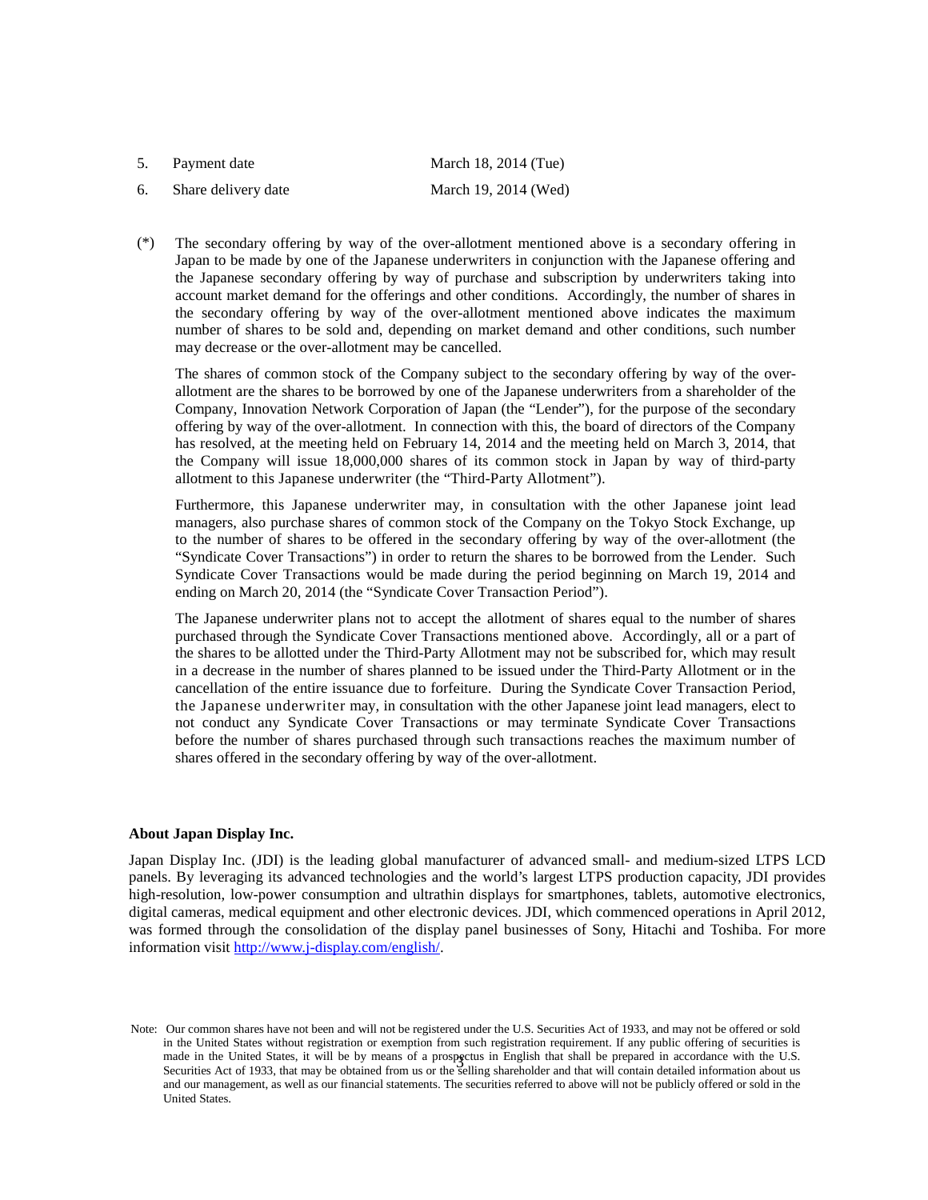| | | |
|---|---|---|
| 5. | Payment date | March 18, 2014 (Tue) |
| 6. | Share delivery date | March 19, 2014 (Wed) |

(*) The secondary offering by way of the over-allotment mentioned above is a secondary offering in Japan to be made by one of the Japanese underwriters in conjunction with the Japanese offering and the Japanese secondary offering by way of purchase and subscription by underwriters taking into account market demand for the offerings and other conditions. Accordingly, the number of shares in the secondary offering by way of the over-allotment mentioned above indicates the maximum number of shares to be sold and, depending on market demand and other conditions, such number may decrease or the over-allotment may be cancelled.

The shares of common stock of the Company subject to the secondary offering by way of the over-allotment are the shares to be borrowed by one of the Japanese underwriters from a shareholder of the Company, Innovation Network Corporation of Japan (the "Lender"), for the purpose of the secondary offering by way of the over-allotment. In connection with this, the board of directors of the Company has resolved, at the meeting held on February 14, 2014 and the meeting held on March 3, 2014, that the Company will issue 18,000,000 shares of its common stock in Japan by way of third-party allotment to this Japanese underwriter (the "Third-Party Allotment").

Furthermore, this Japanese underwriter may, in consultation with the other Japanese joint lead managers, also purchase shares of common stock of the Company on the Tokyo Stock Exchange, up to the number of shares to be offered in the secondary offering by way of the over-allotment (the "Syndicate Cover Transactions") in order to return the shares to be borrowed from the Lender. Such Syndicate Cover Transactions would be made during the period beginning on March 19, 2014 and ending on March 20, 2014 (the "Syndicate Cover Transaction Period").

The Japanese underwriter plans not to accept the allotment of shares equal to the number of shares purchased through the Syndicate Cover Transactions mentioned above. Accordingly, all or a part of the shares to be allotted under the Third-Party Allotment may not be subscribed for, which may result in a decrease in the number of shares planned to be issued under the Third-Party Allotment or in the cancellation of the entire issuance due to forfeiture. During the Syndicate Cover Transaction Period, the Japanese underwriter may, in consultation with the other Japanese joint lead managers, elect to not conduct any Syndicate Cover Transactions or may terminate Syndicate Cover Transactions before the number of shares purchased through such transactions reaches the maximum number of shares offered in the secondary offering by way of the over-allotment.

**About Japan Display Inc.**

Japan Display Inc. (JDI) is the leading global manufacturer of advanced small- and medium-sized LTPS LCD panels. By leveraging its advanced technologies and the world's largest LTPS production capacity, JDI provides high-resolution, low-power consumption and ultrathin displays for smartphones, tablets, automotive electronics, digital cameras, medical equipment and other electronic devices. JDI, which commenced operations in April 2012, was formed through the consolidation of the display panel businesses of Sony, Hitachi and Toshiba. For more information visit http://www.j-display.com/english/.

Note: Our common shares have not been and will not be registered under the U.S. Securities Act of 1933, and may not be offered or sold in the United States without registration or exemption from such registration requirement. If any public offering of securities is made in the United States, it will be by means of a prospectus in English that shall be prepared in accordance with the U.S. Securities Act of 1933, that may be obtained from us or the selling shareholder and that will contain detailed information about us and our management, as well as our financial statements. The securities referred to above will not be publicly offered or sold in the United States.